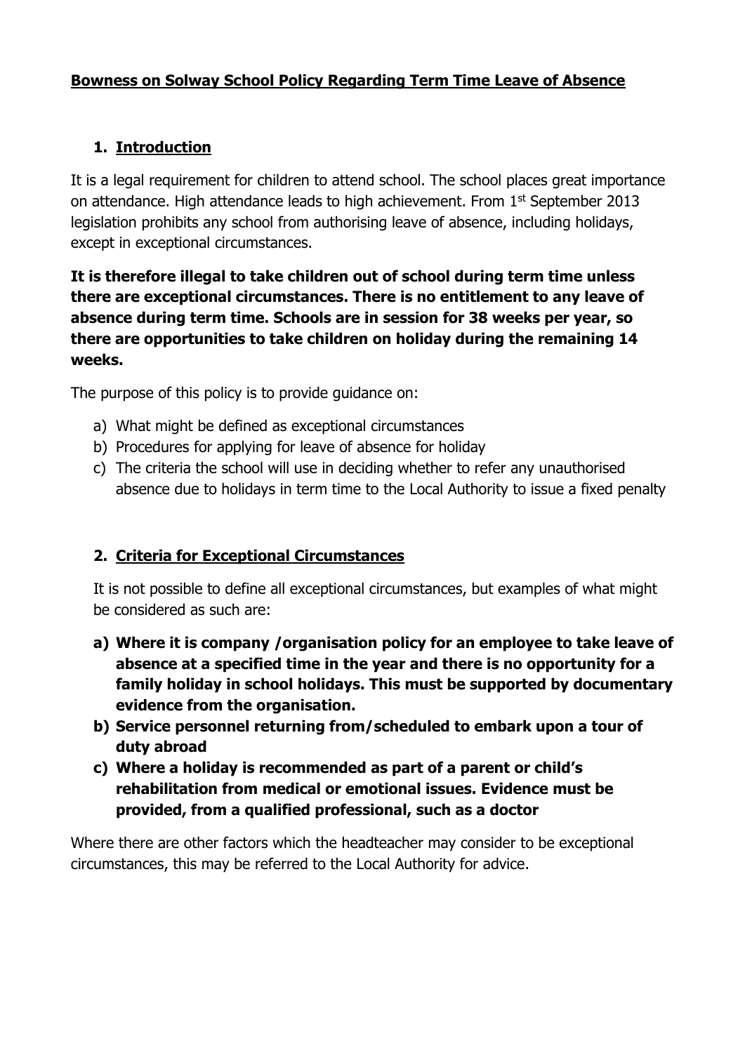# Bowness on Solway School Policy Regarding Term Time Leave of Absence

## 1. Introduction

It is a legal requirement for children to attend school. The school places great importance on attendance. High attendance leads to high achievement. From 1st September 2013 legislation prohibits any school from authorising leave of absence, including holidays, except in exceptional circumstances.

**It is therefore illegal to take children out of school during term time unless there are exceptional circumstances. There is no entitlement to any leave of absence during term time. Schools are in session for 38 weeks per year, so there are opportunities to take children on holiday during the remaining 14 weeks.**

The purpose of this policy is to provide guidance on:

a) What might be defined as exceptional circumstances
b) Procedures for applying for leave of absence for holiday
c) The criteria the school will use in deciding whether to refer any unauthorised absence due to holidays in term time to the Local Authority to issue a fixed penalty

## 2. Criteria for Exceptional Circumstances

It is not possible to define all exceptional circumstances, but examples of what might be considered as such are:

**a) Where it is company /organisation policy for an employee to take leave of absence at a specified time in the year and there is no opportunity for a family holiday in school holidays. This must be supported by documentary evidence from the organisation.**
**b) Service personnel returning from/scheduled to embark upon a tour of duty abroad**
**c) Where a holiday is recommended as part of a parent or child's rehabilitation from medical or emotional issues. Evidence must be provided, from a qualified professional, such as a doctor**

Where there are other factors which the headteacher may consider to be exceptional circumstances, this may be referred to the Local Authority for advice.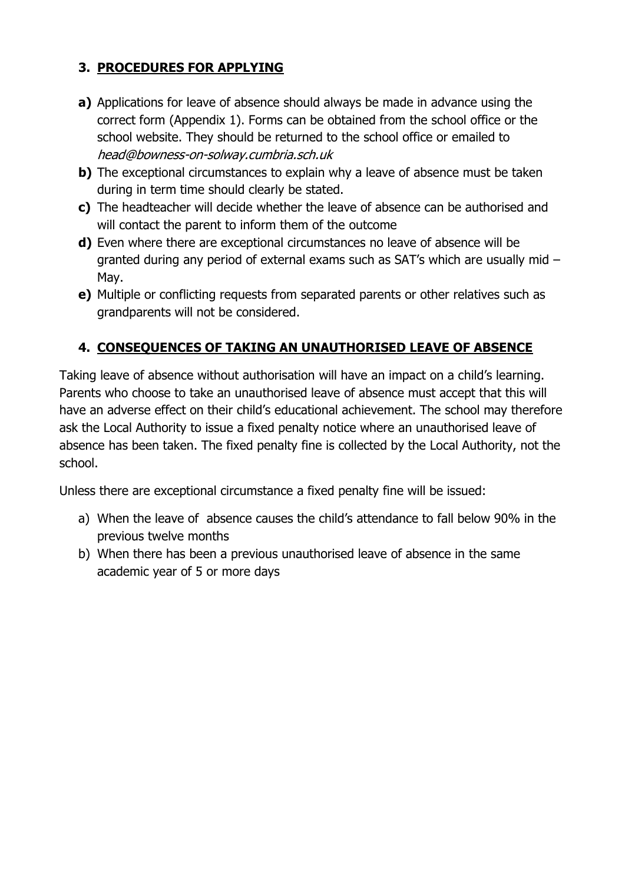## 3. PROCEDURES FOR APPLYING

**a)** Applications for leave of absence should always be made in advance using the correct form (Appendix 1). Forms can be obtained from the school office or the school website. They should be returned to the school office or emailed to *head@bowness-on-solway.cumbria.sch.uk*

**b)** The exceptional circumstances to explain why a leave of absence must be taken during in term time should clearly be stated.

**c)** The headteacher will decide whether the leave of absence can be authorised and will contact the parent to inform them of the outcome

**d)** Even where there are exceptional circumstances no leave of absence will be granted during any period of external exams such as SAT's which are usually mid – May.

**e)** Multiple or conflicting requests from separated parents or other relatives such as grandparents will not be considered.

## 4. CONSEQUENCES OF TAKING AN UNAUTHORISED LEAVE OF ABSENCE

Taking leave of absence without authorisation will have an impact on a child's learning. Parents who choose to take an unauthorised leave of absence must accept that this will have an adverse effect on their child's educational achievement. The school may therefore ask the Local Authority to issue a fixed penalty notice where an unauthorised leave of absence has been taken. The fixed penalty fine is collected by the Local Authority, not the school.

Unless there are exceptional circumstance a fixed penalty fine will be issued:

a) When the leave of absence causes the child's attendance to fall below 90% in the previous twelve months
b) When there has been a previous unauthorised leave of absence in the same academic year of 5 or more days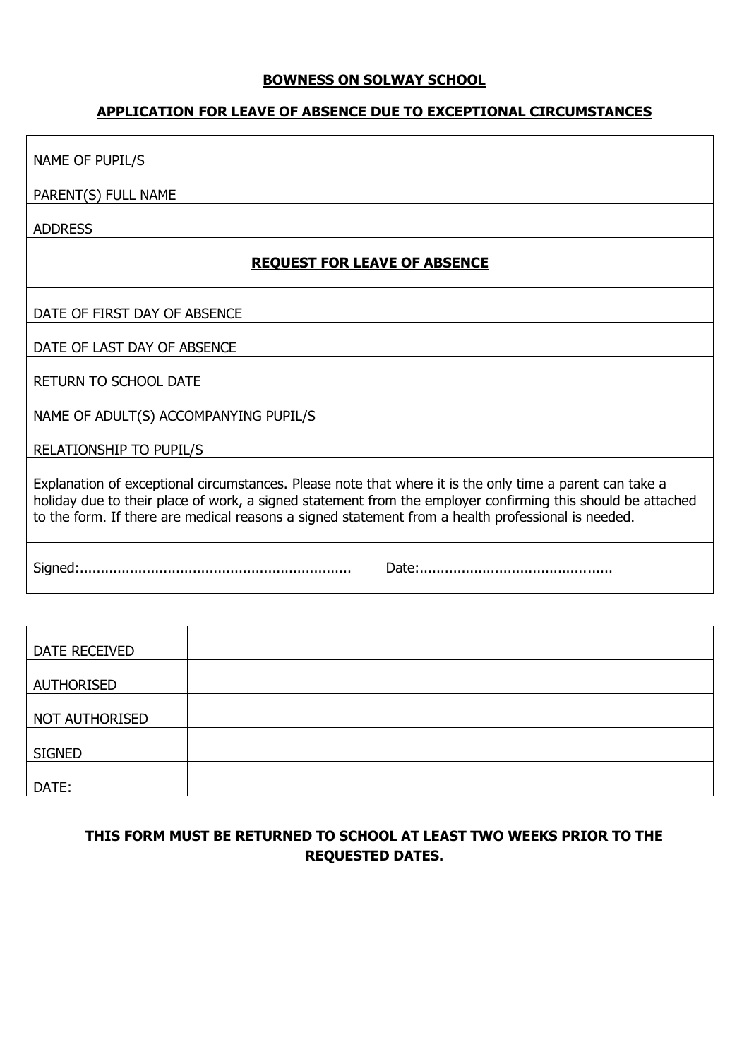**BOWNESS ON SOLWAY SCHOOL**

**APPLICATION FOR LEAVE OF ABSENCE DUE TO EXCEPTIONAL CIRCUMSTANCES**

| | |
|---|---|
| NAME OF PUPIL/S | |
| PARENT(S) FULL NAME | |
| ADDRESS | |
| **REQUEST FOR LEAVE OF ABSENCE** | |
| DATE OF FIRST DAY OF ABSENCE | |
| DATE OF LAST DAY OF ABSENCE | |
| RETURN TO SCHOOL DATE | |
| NAME OF ADULT(S) ACCOMPANYING PUPIL/S | |
| RELATIONSHIP TO PUPIL/S | |
| Explanation of exceptional circumstances. Please note that where it is the only time a parent can take a holiday due to their place of work, a signed statement from the employer confirming this should be attached to the form. If there are medical reasons a signed statement from a health professional is needed. | |
| Signed:................................................................. Date:.............................................. | |

| | |
|---|---|
| DATE RECEIVED | |
| AUTHORISED | |
| NOT AUTHORISED | |
| SIGNED | |
| DATE: | |

**THIS FORM MUST BE RETURNED TO SCHOOL AT LEAST TWO WEEKS PRIOR TO THE REQUESTED DATES.**